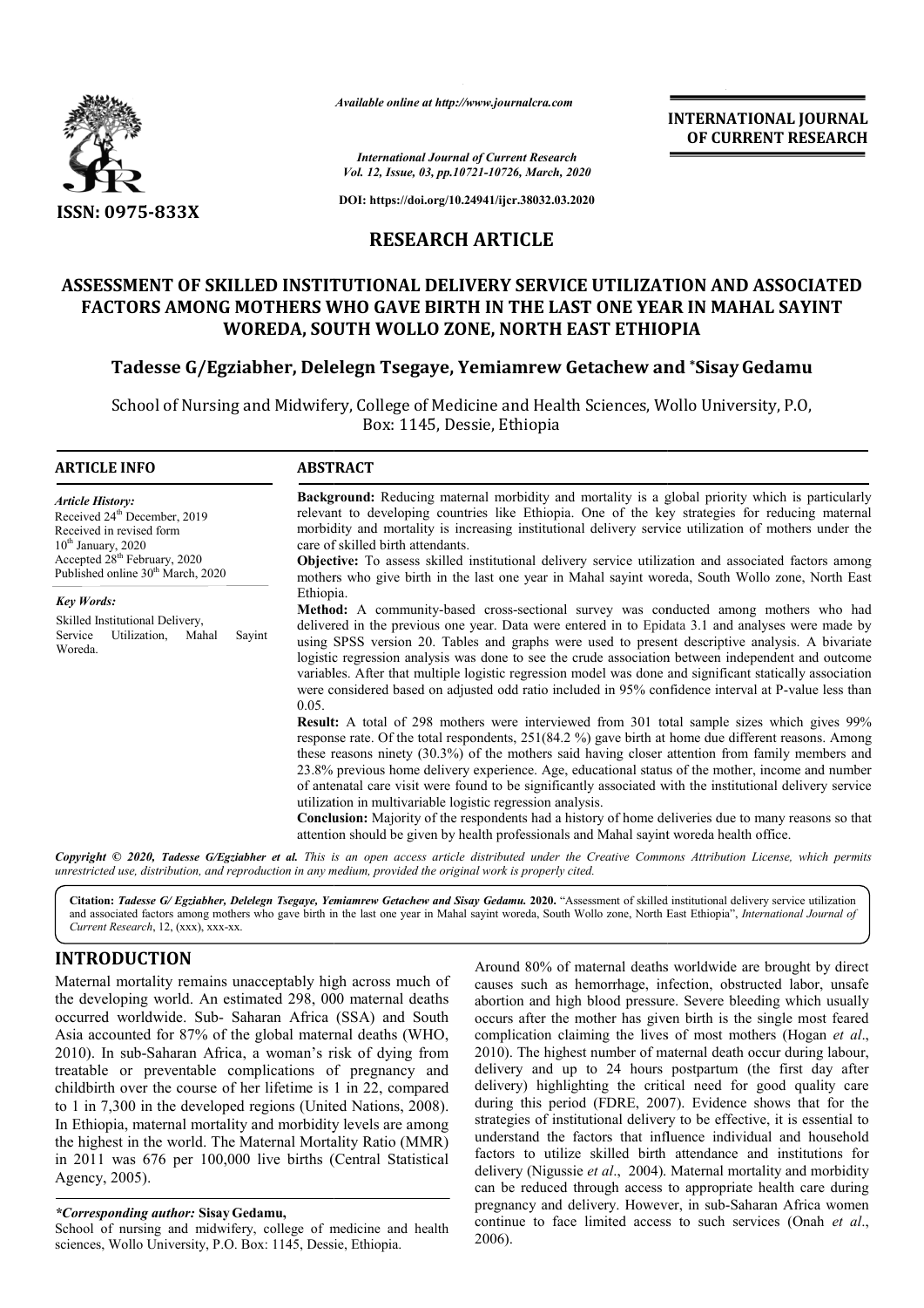ISSN: 0975-833X

*Available online at http://www.journalcra.com*

*International Journal of Current Research*
*Vol. 12, Issue, 03, pp.10721-10726, March, 2020*

**DOI: https://doi.org/10.24941/ijcr.38032.03.2020**

**INTERNATIONAL JOURNAL OF CURRENT RESEARCH**

## RESEARCH ARTICLE

# ASSESSMENT OF SKILLED INSTITUTIONAL DELIVERY SERVICE UTILIZATION AND ASSOCIATED FACTORS AMONG MOTHERS WHO GAVE BIRTH IN THE LAST ONE YEAR IN MAHAL SAYINT WOREDA, SOUTH WOLLO ZONE, NORTH EAST ETHIOPIA

**Tadesse G/Egziabher, Delelegn Tsegaye, Yemiamrew Getachew and \*Sisay Gedamu**

School of Nursing and Midwifery, College of Medicine and Health Sciences, Wollo University, P.O, Box: 1145, Dessie, Ethiopia

### ARTICLE INFO

*Article History:*
Received 24th December, 2019
Received in revised form
10th January, 2020
Accepted 28th February, 2020
Published online 30th March, 2020

*Key Words:*
Skilled Institutional Delivery, Service Utilization, Mahal Sayint Woreda.

### ABSTRACT

**Background:** Reducing maternal morbidity and mortality is a global priority which is particularly relevant to developing countries like Ethiopia. One of the key strategies for reducing maternal morbidity and mortality is increasing institutional delivery service utilization of mothers under the care of skilled birth attendants.

**Objective:** To assess skilled institutional delivery service utilization and associated factors among mothers who give birth in the last one year in Mahal sayint woreda, South Wollo zone, North East Ethiopia.

**Method:** A community-based cross-sectional survey was conducted among mothers who had delivered in the previous one year. Data were entered in to Epidata 3.1 and analyses were made by using SPSS version 20. Tables and graphs were used to present descriptive analysis. A bivariate logistic regression analysis was done to see the crude association between independent and outcome variables. After that multiple logistic regression model was done and significant statically association were considered based on adjusted odd ratio included in 95% confidence interval at P-value less than 0.05.

**Result:** A total of 298 mothers were interviewed from 301 total sample sizes which gives 99% response rate. Of the total respondents, 251(84.2 %) gave birth at home due different reasons. Among these reasons ninety (30.3%) of the mothers said having closer attention from family members and 23.8% previous home delivery experience. Age, educational status of the mother, income and number of antenatal care visit were found to be significantly associated with the institutional delivery service utilization in multivariable logistic regression analysis.

**Conclusion:** Majority of the respondents had a history of home deliveries due to many reasons so that attention should be given by health professionals and Mahal sayint woreda health office.

*Copyright © 2020, Tadesse G/Egziabher et al. This is an open access article distributed under the Creative Commons Attribution License, which permits unrestricted use, distribution, and reproduction in any medium, provided the original work is properly cited.*

**Citation:** *Tadesse G/ Egziabher, Delelegn Tsegaye, Yemiamrew Getachew and Sisay Gedamu.* **2020.** "Assessment of skilled institutional delivery service utilization and associated factors among mothers who gave birth in the last one year in Mahal sayint woreda, South Wollo zone, North East Ethiopia", *International Journal of Current Research*, 12, (xxx), xxx-xx.

## INTRODUCTION

Maternal mortality remains unacceptably high across much of the developing world. An estimated 298, 000 maternal deaths occurred worldwide. Sub- Saharan Africa (SSA) and South Asia accounted for 87% of the global maternal deaths (WHO, 2010). In sub-Saharan Africa, a woman's risk of dying from treatable or preventable complications of pregnancy and childbirth over the course of her lifetime is 1 in 22, compared to 1 in 7,300 in the developed regions (United Nations, 2008). In Ethiopia, maternal mortality and morbidity levels are among the highest in the world. The Maternal Mortality Ratio (MMR) in 2011 was 676 per 100,000 live births (Central Statistical Agency, 2005).

Around 80% of maternal deaths worldwide are brought by direct causes such as hemorrhage, infection, obstructed labor, unsafe abortion and high blood pressure. Severe bleeding which usually occurs after the mother has given birth is the single most feared complication claiming the lives of most mothers (Hogan *et al*., 2010). The highest number of maternal death occur during labour, delivery and up to 24 hours postpartum (the first day after delivery) highlighting the critical need for good quality care during this period (FDRE, 2007). Evidence shows that for the strategies of institutional delivery to be effective, it is essential to understand the factors that influence individual and household factors to utilize skilled birth attendance and institutions for delivery (Nigussie *et al*., 2004). Maternal mortality and morbidity can be reduced through access to appropriate health care during pregnancy and delivery. However, in sub-Saharan Africa women continue to face limited access to such services (Onah *et al*., 2006).

*\*Corresponding author:* **Sisay Gedamu,**
School of nursing and midwifery, college of medicine and health sciences, Wollo University, P.O. Box: 1145, Dessie, Ethiopia.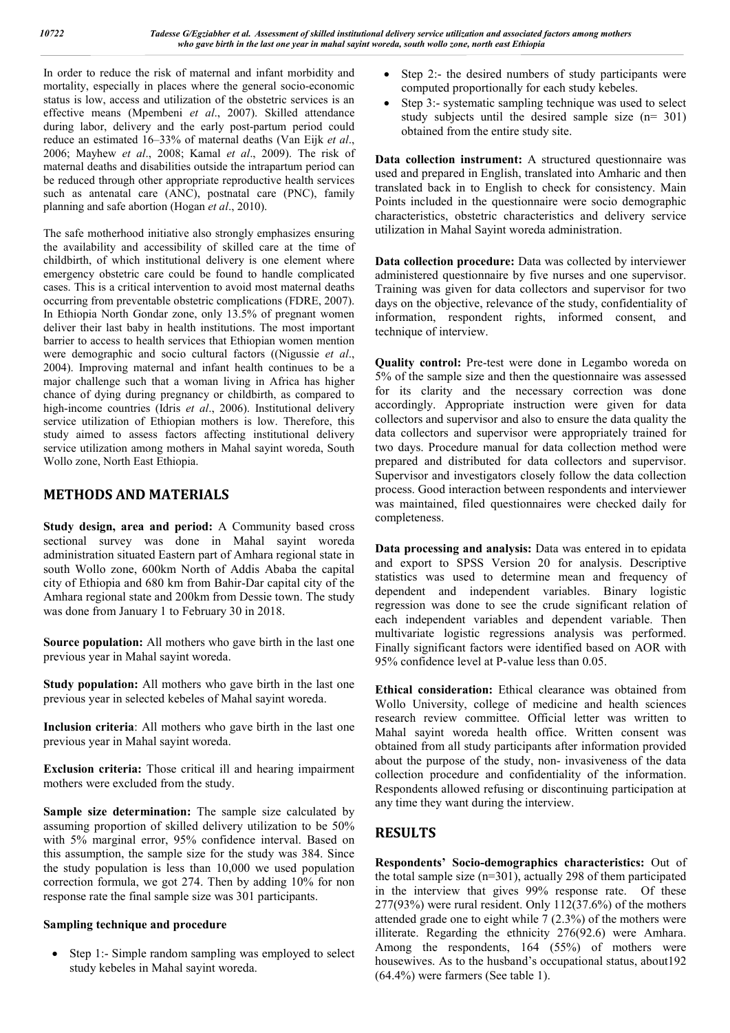In order to reduce the risk of maternal and infant morbidity and mortality, especially in places where the general socio-economic status is low, access and utilization of the obstetric services is an effective means (Mpembeni *et al*., 2007). Skilled attendance during labor, delivery and the early post-partum period could reduce an estimated 16–33% of maternal deaths (Van Eijk *et al*., 2006; Mayhew *et al*., 2008; Kamal *et al*., 2009). The risk of maternal deaths and disabilities outside the intrapartum period can be reduced through other appropriate reproductive health services such as antenatal care (ANC), postnatal care (PNC), family planning and safe abortion (Hogan *et al*., 2010).

The safe motherhood initiative also strongly emphasizes ensuring the availability and accessibility of skilled care at the time of childbirth, of which institutional delivery is one element where emergency obstetric care could be found to handle complicated cases. This is a critical intervention to avoid most maternal deaths occurring from preventable obstetric complications (FDRE, 2007). In Ethiopia North Gondar zone, only 13.5% of pregnant women deliver their last baby in health institutions. The most important barrier to access to health services that Ethiopian women mention were demographic and socio cultural factors ((Nigussie *et al*., 2004). Improving maternal and infant health continues to be a major challenge such that a woman living in Africa has higher chance of dying during pregnancy or childbirth, as compared to high-income countries (Idris *et al*., 2006). Institutional delivery service utilization of Ethiopian mothers is low. Therefore, this study aimed to assess factors affecting institutional delivery service utilization among mothers in Mahal sayint woreda, South Wollo zone, North East Ethiopia.

## METHODS AND MATERIALS

**Study design, area and period:** A Community based cross sectional survey was done in Mahal sayint woreda administration situated Eastern part of Amhara regional state in south Wollo zone, 600km North of Addis Ababa the capital city of Ethiopia and 680 km from Bahir-Dar capital city of the Amhara regional state and 200km from Dessie town. The study was done from January 1 to February 30 in 2018.

**Source population:** All mothers who gave birth in the last one previous year in Mahal sayint woreda.

**Study population:** All mothers who gave birth in the last one previous year in selected kebeles of Mahal sayint woreda.

**Inclusion criteria**: All mothers who gave birth in the last one previous year in Mahal sayint woreda.

**Exclusion criteria:** Those critical ill and hearing impairment mothers were excluded from the study.

**Sample size determination:** The sample size calculated by assuming proportion of skilled delivery utilization to be 50% with 5% marginal error, 95% confidence interval. Based on this assumption, the sample size for the study was 384. Since the study population is less than 10,000 we used population correction formula, we got 274. Then by adding 10% for non response rate the final sample size was 301 participants.

**Sampling technique and procedure**

- Step 1:- Simple random sampling was employed to select study kebeles in Mahal sayint woreda.
- Step 2:- the desired numbers of study participants were computed proportionally for each study kebeles.
- Step 3:- systematic sampling technique was used to select study subjects until the desired sample size (n= 301) obtained from the entire study site.

**Data collection instrument:** A structured questionnaire was used and prepared in English, translated into Amharic and then translated back in to English to check for consistency. Main Points included in the questionnaire were socio demographic characteristics, obstetric characteristics and delivery service utilization in Mahal Sayint woreda administration.

**Data collection procedure:** Data was collected by interviewer administered questionnaire by five nurses and one supervisor. Training was given for data collectors and supervisor for two days on the objective, relevance of the study, confidentiality of information, respondent rights, informed consent, and technique of interview.

**Quality control:** Pre-test were done in Legambo woreda on 5% of the sample size and then the questionnaire was assessed for its clarity and the necessary correction was done accordingly. Appropriate instruction were given for data collectors and supervisor and also to ensure the data quality the data collectors and supervisor were appropriately trained for two days. Procedure manual for data collection method were prepared and distributed for data collectors and supervisor. Supervisor and investigators closely follow the data collection process. Good interaction between respondents and interviewer was maintained, filed questionnaires were checked daily for completeness.

**Data processing and analysis:** Data was entered in to epidata and export to SPSS Version 20 for analysis. Descriptive statistics was used to determine mean and frequency of dependent and independent variables. Binary logistic regression was done to see the crude significant relation of each independent variables and dependent variable. Then multivariate logistic regressions analysis was performed. Finally significant factors were identified based on AOR with 95% confidence level at P-value less than 0.05.

**Ethical consideration:** Ethical clearance was obtained from Wollo University, college of medicine and health sciences research review committee. Official letter was written to Mahal sayint woreda health office. Written consent was obtained from all study participants after information provided about the purpose of the study, non- invasiveness of the data collection procedure and confidentiality of the information. Respondents allowed refusing or discontinuing participation at any time they want during the interview.

## RESULTS

**Respondents' Socio-demographics characteristics:** Out of the total sample size (n=301), actually 298 of them participated in the interview that gives 99% response rate. Of these 277(93%) were rural resident. Only 112(37.6%) of the mothers attended grade one to eight while 7 (2.3%) of the mothers were illiterate. Regarding the ethnicity 276(92.6) were Amhara. Among the respondents, 164 (55%) of mothers were housewives. As to the husband's occupational status, about192 (64.4%) were farmers (See table 1).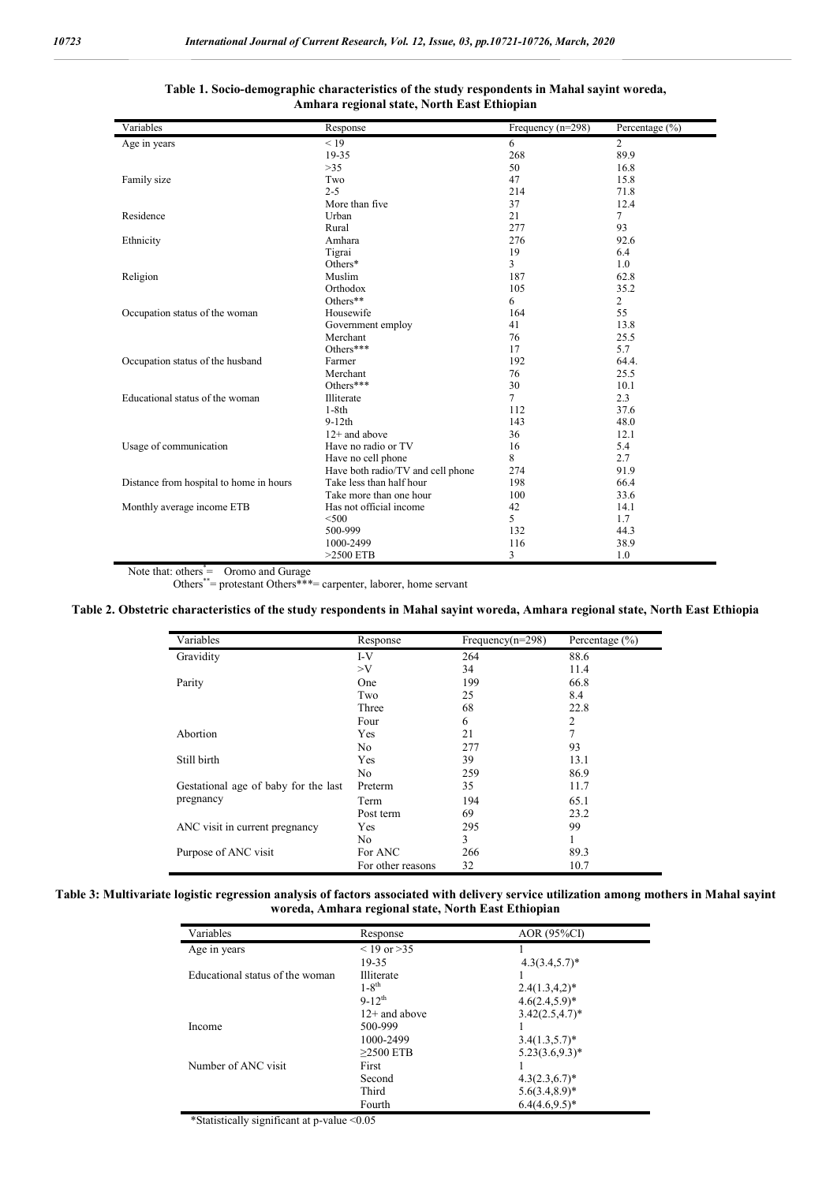**Table 1. Socio-demographic characteristics of the study respondents in Mahal sayint woreda, Amhara regional state, North East Ethiopian**

| Variables | Response | Frequency (n=298) | Percentage (%) |
|---|---|---|---|
| Age in years | < 19 | 6 | 2 |
| | 19-35 | 268 | 89.9 |
| | >35 | 50 | 16.8 |
| Family size | Two | 47 | 15.8 |
| | 2-5 | 214 | 71.8 |
| | More than five | 37 | 12.4 |
| Residence | Urban | 21 | 7 |
| | Rural | 277 | 93 |
| Ethnicity | Amhara | 276 | 92.6 |
| | Tigrai | 19 | 6.4 |
| | Others* | 3 | 1.0 |
| Religion | Muslim | 187 | 62.8 |
| | Orthodox | 105 | 35.2 |
| | Others** | 6 | 2 |
| Occupation status of the woman | Housewife | 164 | 55 |
| | Government employ | 41 | 13.8 |
| | Merchant | 76 | 25.5 |
| | Others*** | 17 | 5.7 |
| Occupation status of the husband | Farmer | 192 | 64.4. |
| | Merchant | 76 | 25.5 |
| | Others*** | 30 | 10.1 |
| Educational status of the woman | Illiterate | 7 | 2.3 |
| | 1-8th | 112 | 37.6 |
| | 9-12th | 143 | 48.0 |
| | 12+ and above | 36 | 12.1 |
| Usage of communication | Have no radio or TV | 16 | 5.4 |
| | Have no cell phone | 8 | 2.7 |
| | Have both radio/TV and cell phone | 274 | 91.9 |
| Distance from hospital to home in hours | Take less than half hour | 198 | 66.4 |
| | Take more than one hour | 100 | 33.6 |
| Monthly average income ETB | Has not official income | 42 | 14.1 |
| | <500 | 5 | 1.7 |
| | 500-999 | 132 | 44.3 |
| | 1000-2499 | 116 | 38.9 |
| | >2500 ETB | 3 | 1.0 |

Note that: others* = Oromo and Gurage
Others** = protestant Others*** = carpenter, laborer, home servant

**Table 2. Obstetric characteristics of the study respondents in Mahal sayint woreda, Amhara regional state, North East Ethiopia**

| Variables | Response | Frequency(n=298) | Percentage (%) |
|---|---|---|---|
| Gravidity | I-V | 264 | 88.6 |
| | >V | 34 | 11.4 |
| Parity | One | 199 | 66.8 |
| | Two | 25 | 8.4 |
| | Three | 68 | 22.8 |
| | Four | 6 | 2 |
| Abortion | Yes | 21 | 7 |
| | No | 277 | 93 |
| Still birth | Yes | 39 | 13.1 |
| | No | 259 | 86.9 |
| Gestational age of baby for the last pregnancy | Preterm | 35 | 11.7 |
| | Term | 194 | 65.1 |
| | Post term | 69 | 23.2 |
| ANC visit in current pregnancy | Yes | 295 | 99 |
| | No | 3 | 1 |
| Purpose of ANC visit | For ANC | 266 | 89.3 |
| | For other reasons | 32 | 10.7 |

**Table 3: Multivariate logistic regression analysis of factors associated with delivery service utilization among mothers in Mahal sayint woreda, Amhara regional state, North East Ethiopian**

| Variables | Response | AOR (95%CI) |
|---|---|---|
| Age in years | < 19 or >35 | 1 |
| | 19-35 | 4.3(3.4,5.7)* |
| Educational status of the woman | Illiterate | 1 |
| | 1-8th | 2.4(1.3,4,2)* |
| | 9-12th | 4.6(2.4,5.9)* |
| | 12+ and above | 3.42(2.5,4.7)* |
| Income | 500-999 | 1 |
| | 1000-2499 | 3.4(1.3,5.7)* |
| | ≥2500 ETB | 5.23(3.6,9.3)* |
| Number of ANC visit | First | 1 |
| | Second | 4.3(2.3,6.7)* |
| | Third | 5.6(3.4,8.9)* |
| | Fourth | 6.4(4.6,9.5)* |

*Statistically significant at p-value <0.05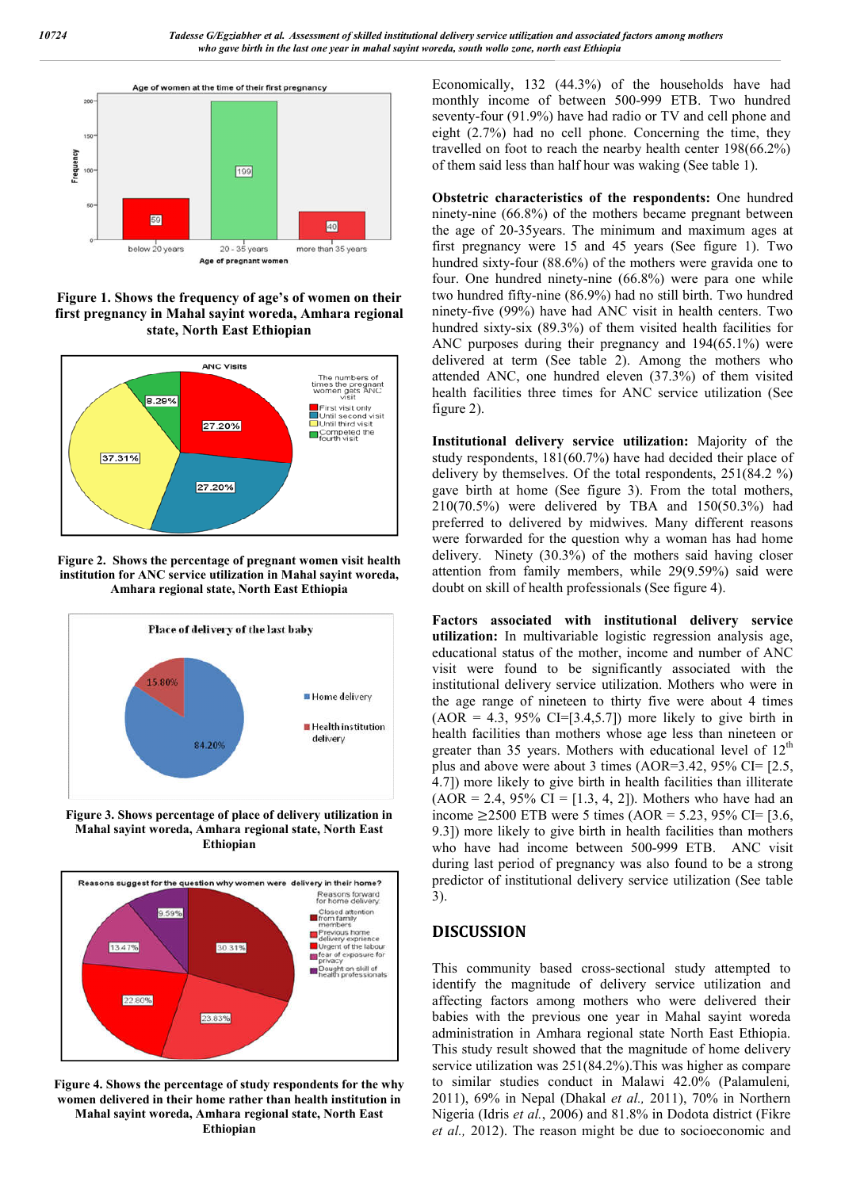Figure 1. Shows the frequency of age's of women on their first pregnancy in Mahal sayint woreda, Amhara regional state, North East Ethiopian

Figure 2. Shows the percentage of pregnant women visit health institution for ANC service utilization in Mahal sayint woreda, Amhara regional state, North East Ethiopia

Figure 3. Shows percentage of place of delivery utilization in Mahal sayint woreda, Amhara regional state, North East Ethiopia

Figure 4. Shows the percentage of study respondents for the why women delivered in their home rather than health institution in Mahal sayint woreda, Amhara regional state, North East Ethiopian

Economically, 132 (44.3%) of the households have had monthly income of between 500-999 ETB. Two hundred seventy-four (91.9%) have had radio or TV and cell phone and eight (2.7%) had no cell phone. Concerning the time, they travelled on foot to reach the nearby health center 198(66.2%) of them said less than half hour was waking (See table 1).

**Obstetric characteristics of the respondents:** One hundred ninety-nine (66.8%) of the mothers became pregnant between the age of 20-35years. The minimum and maximum ages at first pregnancy were 15 and 45 years (See figure 1). Two hundred sixty-four (88.6%) of the mothers were gravida one to four. One hundred ninety-nine (66.8%) were para one while two hundred fifty-nine (86.9%) had no still birth. Two hundred ninety-five (99%) have had ANC visit in health centers. Two hundred sixty-six (89.3%) of them visited health facilities for ANC purposes during their pregnancy and 194(65.1%) were delivered at term (See table 2). Among the mothers who attended ANC, one hundred eleven (37.3%) of them visited health facilities three times for ANC service utilization (See figure 2).

**Institutional delivery service utilization:** Majority of the study respondents, 181(60.7%) have had decided their place of delivery by themselves. Of the total respondents, 251(84.2 %) gave birth at home (See figure 3). From the total mothers, 210(70.5%) were delivered by TBA and 150(50.3%) had preferred to delivered by midwives. Many different reasons were forwarded for the question why a woman has had home delivery. Ninety (30.3%) of the mothers said having closer attention from family members, while 29(9.59%) said were doubt on skill of health professionals (See figure 4).

**Factors associated with institutional delivery service utilization:** In multivariable logistic regression analysis age, educational status of the mother, income and number of ANC visit were found to be significantly associated with the institutional delivery service utilization. Mothers who were in the age range of nineteen to thirty five were about 4 times (AOR = 4.3, 95% CI=[3.4,5.7]) more likely to give birth in health facilities than mothers whose age less than nineteen or greater than 35 years. Mothers with educational level of 12[th] plus and above were about 3 times (AOR=3.42, 95% CI= [2.5, 4.7]) more likely to give birth in health facilities than illiterate (AOR = 2.4, 95% CI = [1.3, 4, 2]). Mothers who have had an income ≥2500 ETB were 5 times (AOR = 5.23, 95% CI= [3.6, 9.3]) more likely to give birth in health facilities than mothers who have had income between 500-999 ETB. ANC visit during last period of pregnancy was also found to be a strong predictor of institutional delivery service utilization (See table 3).

## DISCUSSION

This community based cross-sectional study attempted to identify the magnitude of delivery service utilization and affecting factors among mothers who were delivered their babies with the previous one year in Mahal sayint woreda administration in Amhara regional state North East Ethiopia. This study result showed that the magnitude of home delivery service utilization was 251(84.2%).This was higher as compare to similar studies conduct in Malawi 42.0% (Palamuleni*,* 2011), 69% in Nepal (Dhakal *et al.,* 2011), 70% in Northern Nigeria (Idris *et al.*, 2006) and 81.8% in Dodota district (Fikre *et al.,* 2012). The reason might be due to socioeconomic and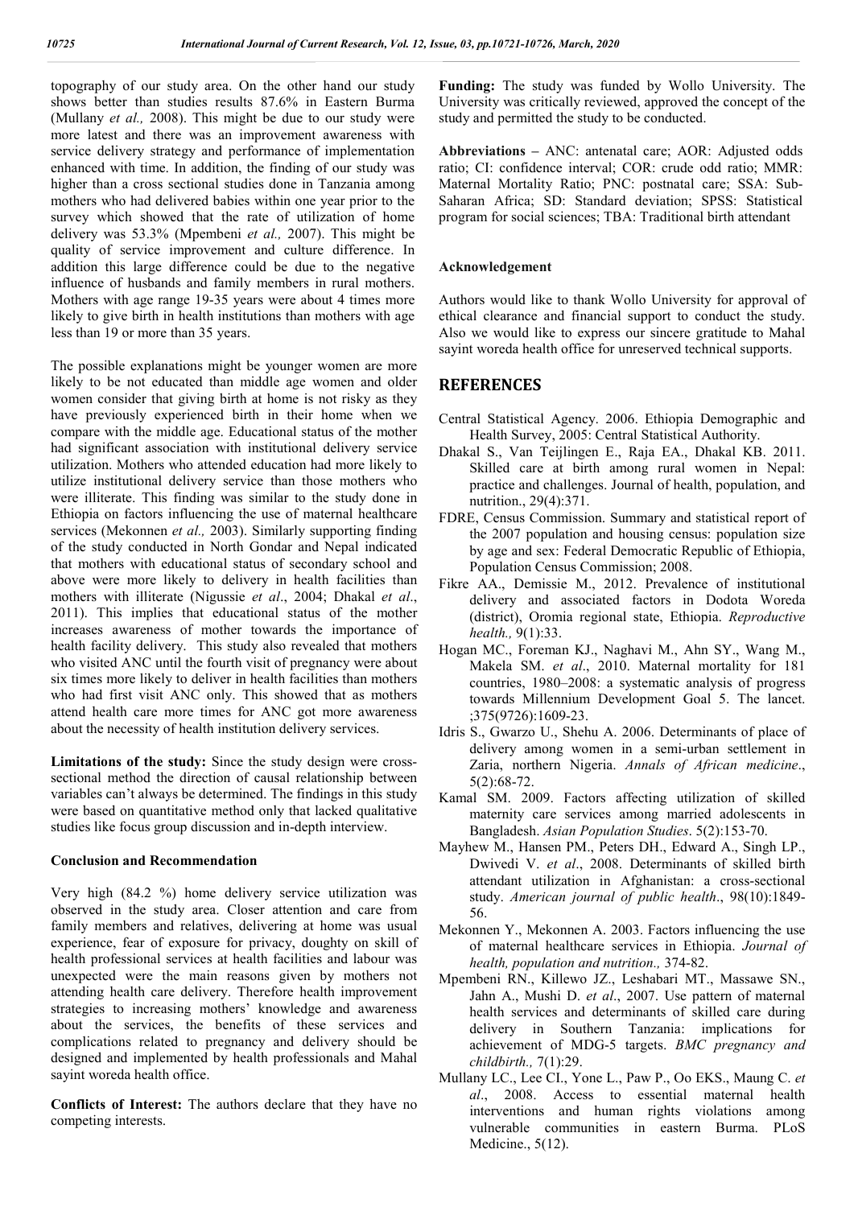topography of our study area. On the other hand our study shows better than studies results 87.6% in Eastern Burma (Mullany *et al.,* 2008). This might be due to our study were more latest and there was an improvement awareness with service delivery strategy and performance of implementation enhanced with time. In addition, the finding of our study was higher than a cross sectional studies done in Tanzania among mothers who had delivered babies within one year prior to the survey which showed that the rate of utilization of home delivery was 53.3% (Mpembeni *et al.,* 2007). This might be quality of service improvement and culture difference. In addition this large difference could be due to the negative influence of husbands and family members in rural mothers. Mothers with age range 19-35 years were about 4 times more likely to give birth in health institutions than mothers with age less than 19 or more than 35 years.

The possible explanations might be younger women are more likely to be not educated than middle age women and older women consider that giving birth at home is not risky as they have previously experienced birth in their home when we compare with the middle age. Educational status of the mother had significant association with institutional delivery service utilization. Mothers who attended education had more likely to utilize institutional delivery service than those mothers who were illiterate. This finding was similar to the study done in Ethiopia on factors influencing the use of maternal healthcare services (Mekonnen *et al.,* 2003). Similarly supporting finding of the study conducted in North Gondar and Nepal indicated that mothers with educational status of secondary school and above were more likely to delivery in health facilities than mothers with illiterate (Nigussie *et al*., 2004; Dhakal *et al*., 2011). This implies that educational status of the mother increases awareness of mother towards the importance of health facility delivery. This study also revealed that mothers who visited ANC until the fourth visit of pregnancy were about six times more likely to deliver in health facilities than mothers who had first visit ANC only. This showed that as mothers attend health care more times for ANC got more awareness about the necessity of health institution delivery services.

**Limitations of the study:** Since the study design were cross-sectional method the direction of causal relationship between variables can't always be determined. The findings in this study were based on quantitative method only that lacked qualitative studies like focus group discussion and in-depth interview.

### Conclusion and Recommendation

Very high (84.2 %) home delivery service utilization was observed in the study area. Closer attention and care from family members and relatives, delivering at home was usual experience, fear of exposure for privacy, doughty on skill of health professional services at health facilities and labour was unexpected were the main reasons given by mothers not attending health care delivery. Therefore health improvement strategies to increasing mothers' knowledge and awareness about the services, the benefits of these services and complications related to pregnancy and delivery should be designed and implemented by health professionals and Mahal sayint woreda health office.

**Conflicts of Interest:** The authors declare that they have no competing interests.

**Funding:** The study was funded by Wollo University. The University was critically reviewed, approved the concept of the study and permitted the study to be conducted.

**Abbreviations –** ANC: antenatal care; AOR: Adjusted odds ratio; CI: confidence interval; COR: crude odd ratio; MMR: Maternal Mortality Ratio; PNC: postnatal care; SSA: Sub-Saharan Africa; SD: Standard deviation; SPSS: Statistical program for social sciences; TBA: Traditional birth attendant

### Acknowledgement

Authors would like to thank Wollo University for approval of ethical clearance and financial support to conduct the study. Also we would like to express our sincere gratitude to Mahal sayint woreda health office for unreserved technical supports.

## REFERENCES

Central Statistical Agency. 2006. Ethiopia Demographic and Health Survey, 2005: Central Statistical Authority.

Dhakal S., Van Teijlingen E., Raja EA., Dhakal KB. 2011. Skilled care at birth among rural women in Nepal: practice and challenges. Journal of health, population, and nutrition., 29(4):371.

FDRE, Census Commission. Summary and statistical report of the 2007 population and housing census: population size by age and sex: Federal Democratic Republic of Ethiopia, Population Census Commission; 2008.

Fikre AA., Demissie M., 2012. Prevalence of institutional delivery and associated factors in Dodota Woreda (district), Oromia regional state, Ethiopia. *Reproductive health.,* 9(1):33.

Hogan MC., Foreman KJ., Naghavi M., Ahn SY., Wang M., Makela SM. *et al*., 2010. Maternal mortality for 181 countries, 1980–2008: a systematic analysis of progress towards Millennium Development Goal 5. The lancet. ;375(9726):1609-23.

Idris S., Gwarzo U., Shehu A. 2006. Determinants of place of delivery among women in a semi-urban settlement in Zaria, northern Nigeria. *Annals of African medicine*., 5(2):68-72.

Kamal SM. 2009. Factors affecting utilization of skilled maternity care services among married adolescents in Bangladesh. *Asian Population Studies*. 5(2):153-70.

Mayhew M., Hansen PM., Peters DH., Edward A., Singh LP., Dwivedi V. *et al*., 2008. Determinants of skilled birth attendant utilization in Afghanistan: a cross-sectional study. *American journal of public health*., 98(10):1849-56.

Mekonnen Y., Mekonnen A. 2003. Factors influencing the use of maternal healthcare services in Ethiopia. *Journal of health, population and nutrition.,* 374-82.

Mpembeni RN., Killewo JZ., Leshabari MT., Massawe SN., Jahn A., Mushi D. *et al*., 2007. Use pattern of maternal health services and determinants of skilled care during delivery in Southern Tanzania: implications for achievement of MDG-5 targets. *BMC pregnancy and childbirth.,* 7(1):29.

Mullany LC., Lee CI., Yone L., Paw P., Oo EKS., Maung C. *et al*., 2008. Access to essential maternal health interventions and human rights violations among vulnerable communities in eastern Burma. PLoS Medicine., 5(12).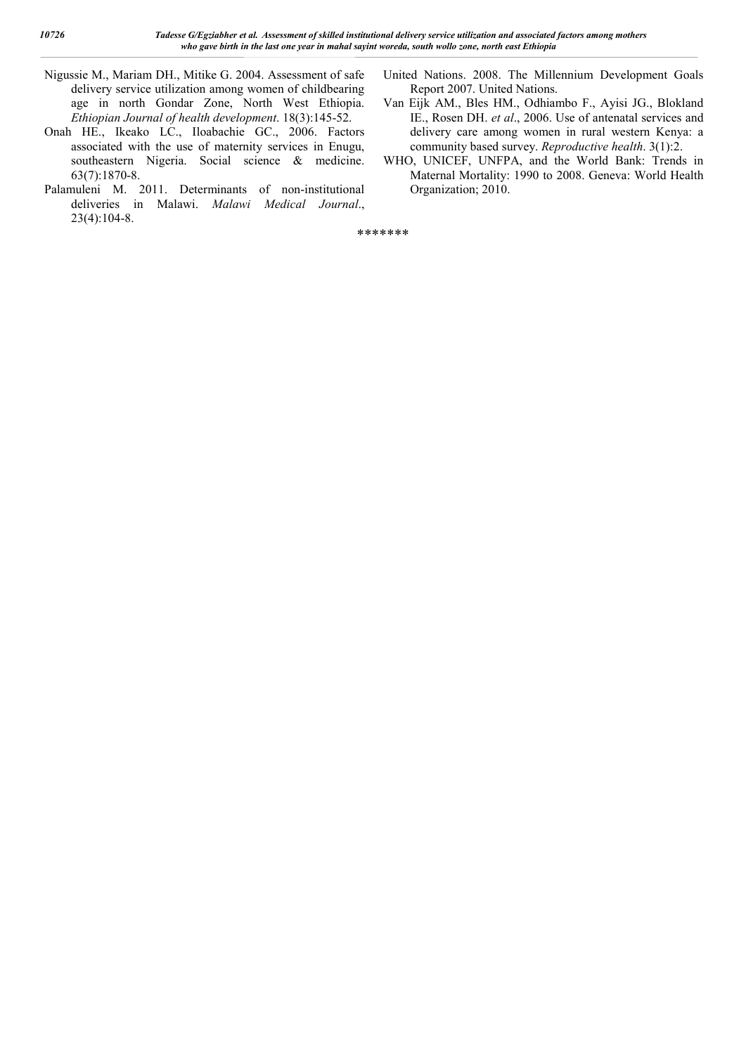Nigussie M., Mariam DH., Mitike G. 2004. Assessment of safe delivery service utilization among women of childbearing age in north Gondar Zone, North West Ethiopia. *Ethiopian Journal of health development*. 18(3):145-52.

Onah HE., Ikeako LC., Iloabachie GC., 2006. Factors associated with the use of maternity services in Enugu, southeastern Nigeria. Social science & medicine. 63(7):1870-8.

Palamuleni M. 2011. Determinants of non-institutional deliveries in Malawi. *Malawi Medical Journal*., 23(4):104-8.

United Nations. 2008. The Millennium Development Goals Report 2007. United Nations.

Van Eijk AM., Bles HM., Odhiambo F., Ayisi JG., Blokland IE., Rosen DH. *et al*., 2006. Use of antenatal services and delivery care among women in rural western Kenya: a community based survey. *Reproductive health*. 3(1):2.

WHO, UNICEF, UNFPA, and the World Bank: Trends in Maternal Mortality: 1990 to 2008. Geneva: World Health Organization; 2010.

*******